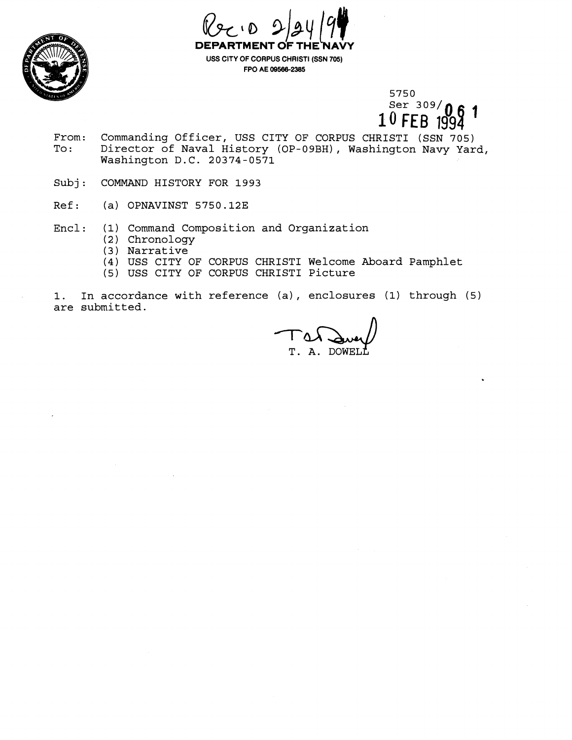Rec'd 2/24/94

**DEPARTMENT OF THE NAVY**
USS CITY OF CORPUS CHRISTI (SSN 705)
FPO AE 09566-2385

5750
Ser 309/061
10 FEB 1994

From: Commanding Officer, USS CITY OF CORPUS CHRISTI (SSN 705)
To: Director of Naval History (OP-09BH), Washington Navy Yard, Washington D.C. 20374-0571

Subj: COMMAND HISTORY FOR 1993

Ref: (a) OPNAVINST 5750.12E

Encl: (1) Command Composition and Organization
(2) Chronology
(3) Narrative
(4) USS CITY OF CORPUS CHRISTI Welcome Aboard Pamphlet
(5) USS CITY OF CORPUS CHRISTI Picture

1. In accordance with reference (a), enclosures (1) through (5) are submitted.

T. A. DOWELL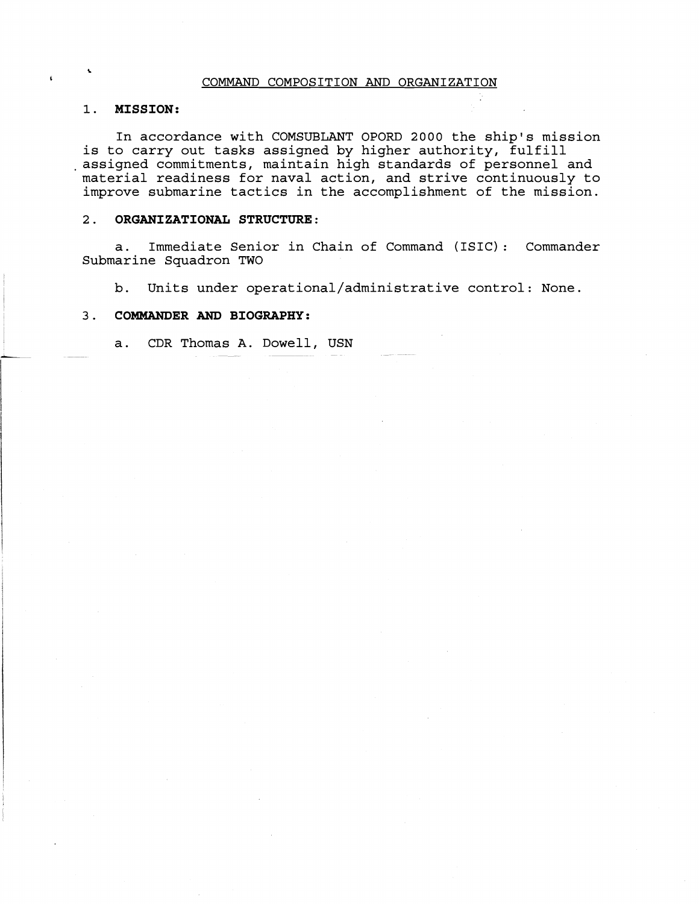## COMMAND COMPOSITION AND ORGANIZATION

1. **MISSION:**

In accordance with COMSUBLANT OPORD 2000 the ship's mission is to carry out tasks assigned by higher authority, fulfill assigned commitments, maintain high standards of personnel and material readiness for naval action, and strive continuously to improve submarine tactics in the accomplishment of the mission.

2. **ORGANIZATIONAL STRUCTURE:**

a. Immediate Senior in Chain of Command (ISIC): Commander Submarine Squadron TWO

b. Units under operational/administrative control: None.

3. **COMMANDER AND BIOGRAPHY:**

a. CDR Thomas A. Dowell, USN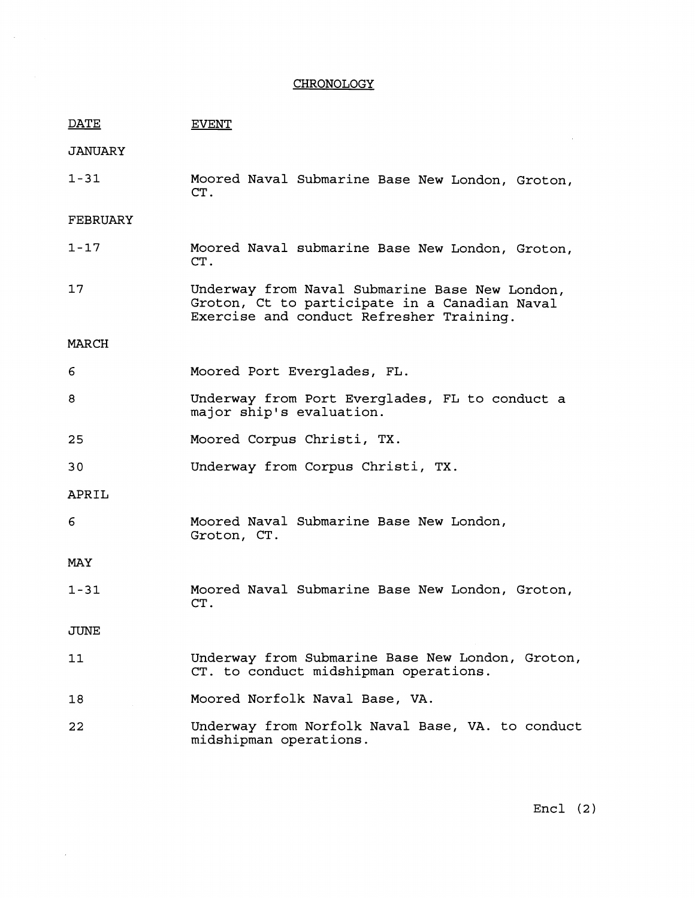# CHRONOLOGY

| DATE | EVENT |
|---|---|
| JANUARY | |
| 1-31 | Moored Naval Submarine Base New London, Groton, CT. |
| FEBRUARY | |
| 1-17 | Moored Naval submarine Base New London, Groton, CT. |
| 17 | Underway from Naval Submarine Base New London, Groton, Ct to participate in a Canadian Naval Exercise and conduct Refresher Training. |
| MARCH | |
| 6 | Moored Port Everglades, FL. |
| 8 | Underway from Port Everglades, FL to conduct a major ship's evaluation. |
| 25 | Moored Corpus Christi, TX. |
| 30 | Underway from Corpus Christi, TX. |
| APRIL | |
| 6 | Moored Naval Submarine Base New London, Groton, CT. |
| MAY | |
| 1-31 | Moored Naval Submarine Base New London, Groton, CT. |
| JUNE | |
| 11 | Underway from Submarine Base New London, Groton, CT. to conduct midshipman operations. |
| 18 | Moored Norfolk Naval Base, VA. |
| 22 | Underway from Norfolk Naval Base, VA. to conduct midshipman operations. |

Encl (2)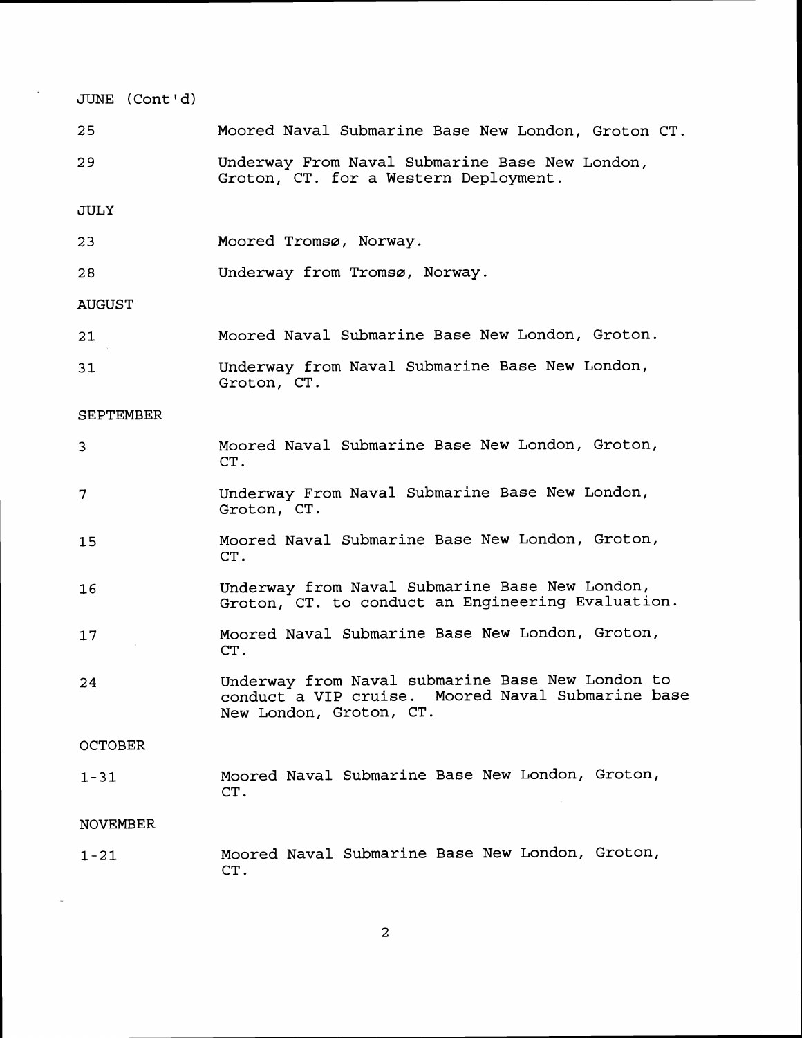JUNE (Cont'd)

| | |
|---|---|
| 25 | Moored Naval Submarine Base New London, Groton CT. |
| 29 | Underway From Naval Submarine Base New London, Groton, CT. for a Western Deployment. |

JULY

| | |
|---|---|
| 23 | Moored Tromsø, Norway. |
| 28 | Underway from Tromsø, Norway. |

AUGUST

| | |
|---|---|
| 21 | Moored Naval Submarine Base New London, Groton. |
| 31 | Underway from Naval Submarine Base New London, Groton, CT. |

SEPTEMBER

| | |
|---|---|
| 3 | Moored Naval Submarine Base New London, Groton, CT. |
| 7 | Underway From Naval Submarine Base New London, Groton, CT. |
| 15 | Moored Naval Submarine Base New London, Groton, CT. |
| 16 | Underway from Naval Submarine Base New London, Groton, CT. to conduct an Engineering Evaluation. |
| 17 | Moored Naval Submarine Base New London, Groton, CT. |
| 24 | Underway from Naval submarine Base New London to conduct a VIP cruise. Moored Naval Submarine base New London, Groton, CT. |

OCTOBER

| | |
|---|---|
| 1-31 | Moored Naval Submarine Base New London, Groton, CT. |

NOVEMBER

| | |
|---|---|
| 1-21 | Moored Naval Submarine Base New London, Groton, CT. |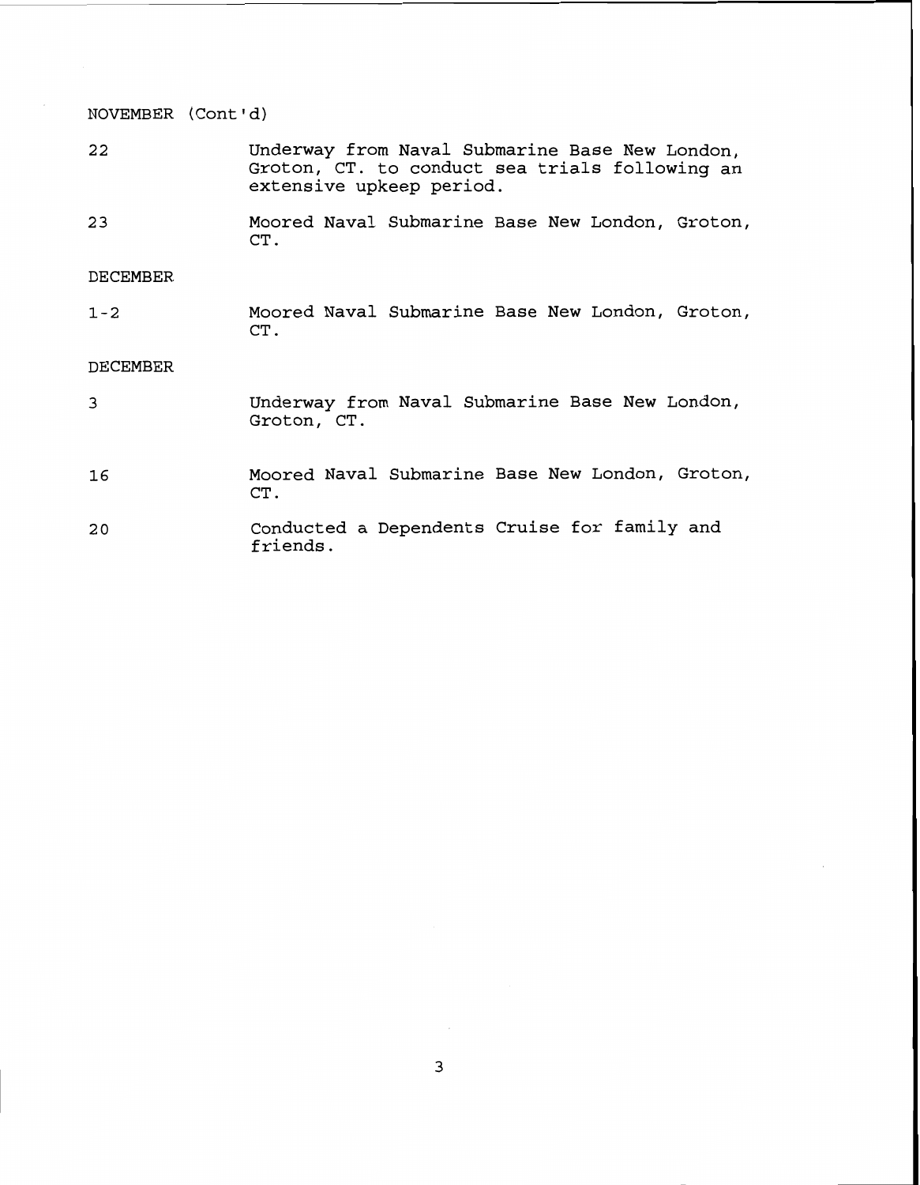NOVEMBER (Cont'd)

| | |
|---|---|
| 22 | Underway from Naval Submarine Base New London, Groton, CT. to conduct sea trials following an extensive upkeep period. |
| 23 | Moored Naval Submarine Base New London, Groton, CT. |

DECEMBER

| | |
|---|---|
| 1-2 | Moored Naval Submarine Base New London, Groton, CT. |

DECEMBER

| | |
|---|---|
| 3 | Underway from Naval Submarine Base New London, Groton, CT. |
| 16 | Moored Naval Submarine Base New London, Groton, CT. |
| 20 | Conducted a Dependents Cruise for family and friends. |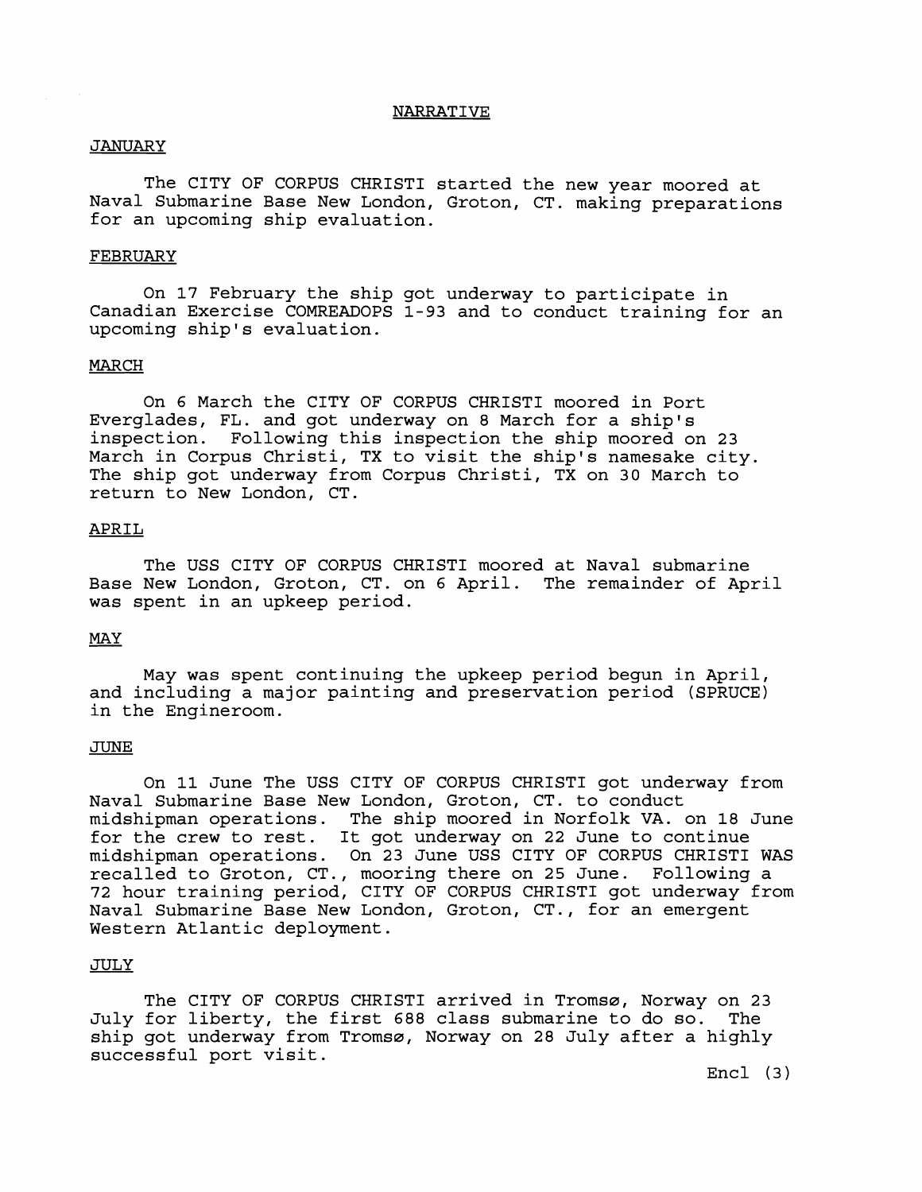# NARRATIVE

## JANUARY

The CITY OF CORPUS CHRISTI started the new year moored at Naval Submarine Base New London, Groton, CT. making preparations for an upcoming ship evaluation.

## FEBRUARY

On 17 February the ship got underway to participate in Canadian Exercise COMREADOPS 1-93 and to conduct training for an upcoming ship's evaluation.

## MARCH

On 6 March the CITY OF CORPUS CHRISTI moored in Port Everglades, FL. and got underway on 8 March for a ship's inspection. Following this inspection the ship moored on 23 March in Corpus Christi, TX to visit the ship's namesake city. The ship got underway from Corpus Christi, TX on 30 March to return to New London, CT.

## APRIL

The USS CITY OF CORPUS CHRISTI moored at Naval submarine Base New London, Groton, CT. on 6 April. The remainder of April was spent in an upkeep period.

## MAY

May was spent continuing the upkeep period begun in April, and including a major painting and preservation period (SPRUCE) in the Engineroom.

## JUNE

On 11 June The USS CITY OF CORPUS CHRISTI got underway from Naval Submarine Base New London, Groton, CT. to conduct midshipman operations. The ship moored in Norfolk VA. on 18 June for the crew to rest. It got underway on 22 June to continue midshipman operations. On 23 June USS CITY OF CORPUS CHRISTI WAS recalled to Groton, CT., mooring there on 25 June. Following a 72 hour training period, CITY OF CORPUS CHRISTI got underway from Naval Submarine Base New London, Groton, CT., for an emergent Western Atlantic deployment.

## JULY

The CITY OF CORPUS CHRISTI arrived in Tromsø, Norway on 23 July for liberty, the first 688 class submarine to do so. The ship got underway from Tromsø, Norway on 28 July after a highly successful port visit.

Encl (3)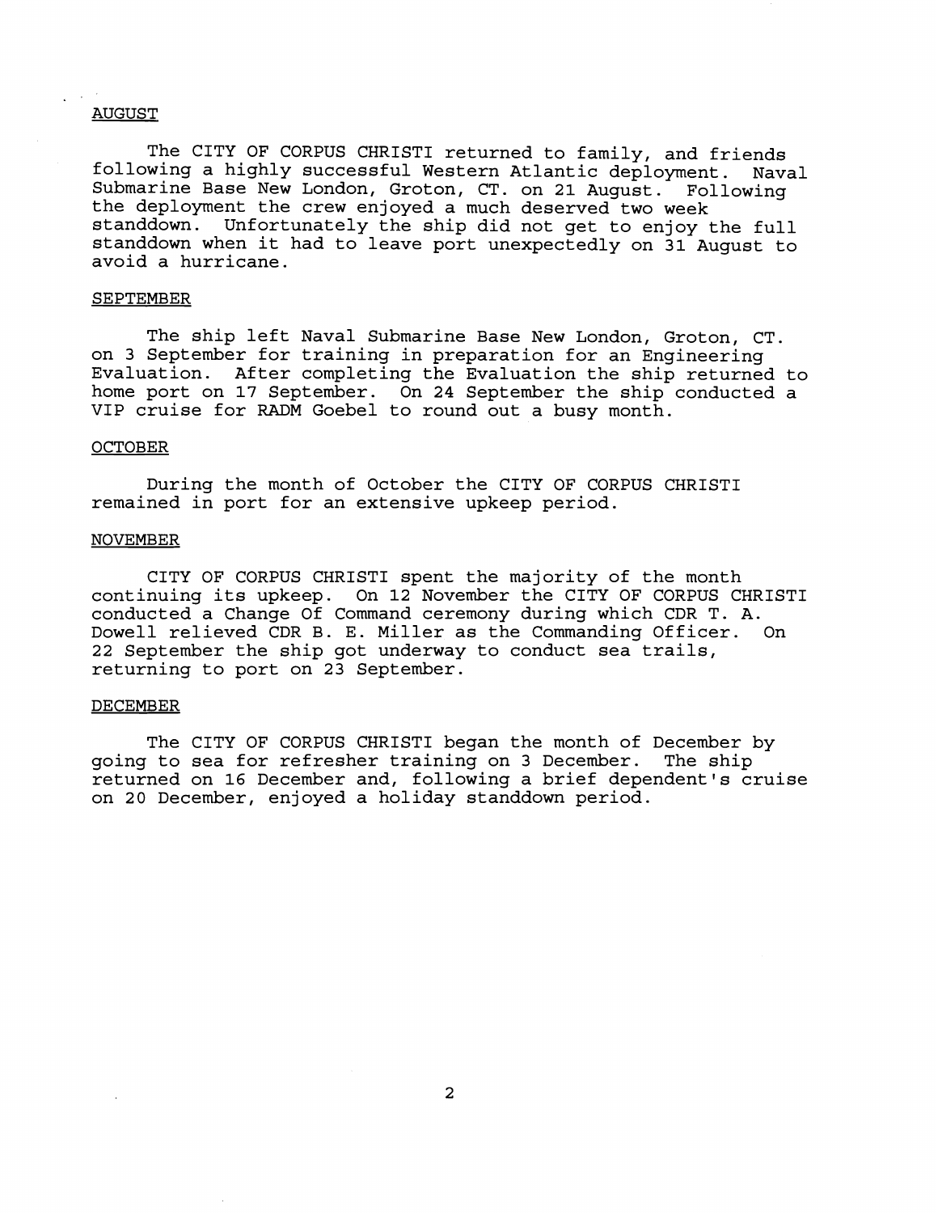<u>AUGUST</u>

The CITY OF CORPUS CHRISTI returned to family, and friends following a highly successful Western Atlantic deployment. Naval Submarine Base New London, Groton, CT. on 21 August. Following the deployment the crew enjoyed a much deserved two week standdown. Unfortunately the ship did not get to enjoy the full standdown when it had to leave port unexpectedly on 31 August to avoid a hurricane.

<u>SEPTEMBER</u>

The ship left Naval Submarine Base New London, Groton, CT. on 3 September for training in preparation for an Engineering Evaluation. After completing the Evaluation the ship returned to home port on 17 September. On 24 September the ship conducted a VIP cruise for RADM Goebel to round out a busy month.

<u>OCTOBER</u>

During the month of October the CITY OF CORPUS CHRISTI remained in port for an extensive upkeep period.

<u>NOVEMBER</u>

CITY OF CORPUS CHRISTI spent the majority of the month continuing its upkeep. On 12 November the CITY OF CORPUS CHRISTI conducted a Change Of Command ceremony during which CDR T. A. Dowell relieved CDR B. E. Miller as the Commanding Officer. On 22 September the ship got underway to conduct sea trails, returning to port on 23 September.

<u>DECEMBER</u>

The CITY OF CORPUS CHRISTI began the month of December by going to sea for refresher training on 3 December. The ship returned on 16 December and, following a brief dependent's cruise on 20 December, enjoyed a holiday standdown period.